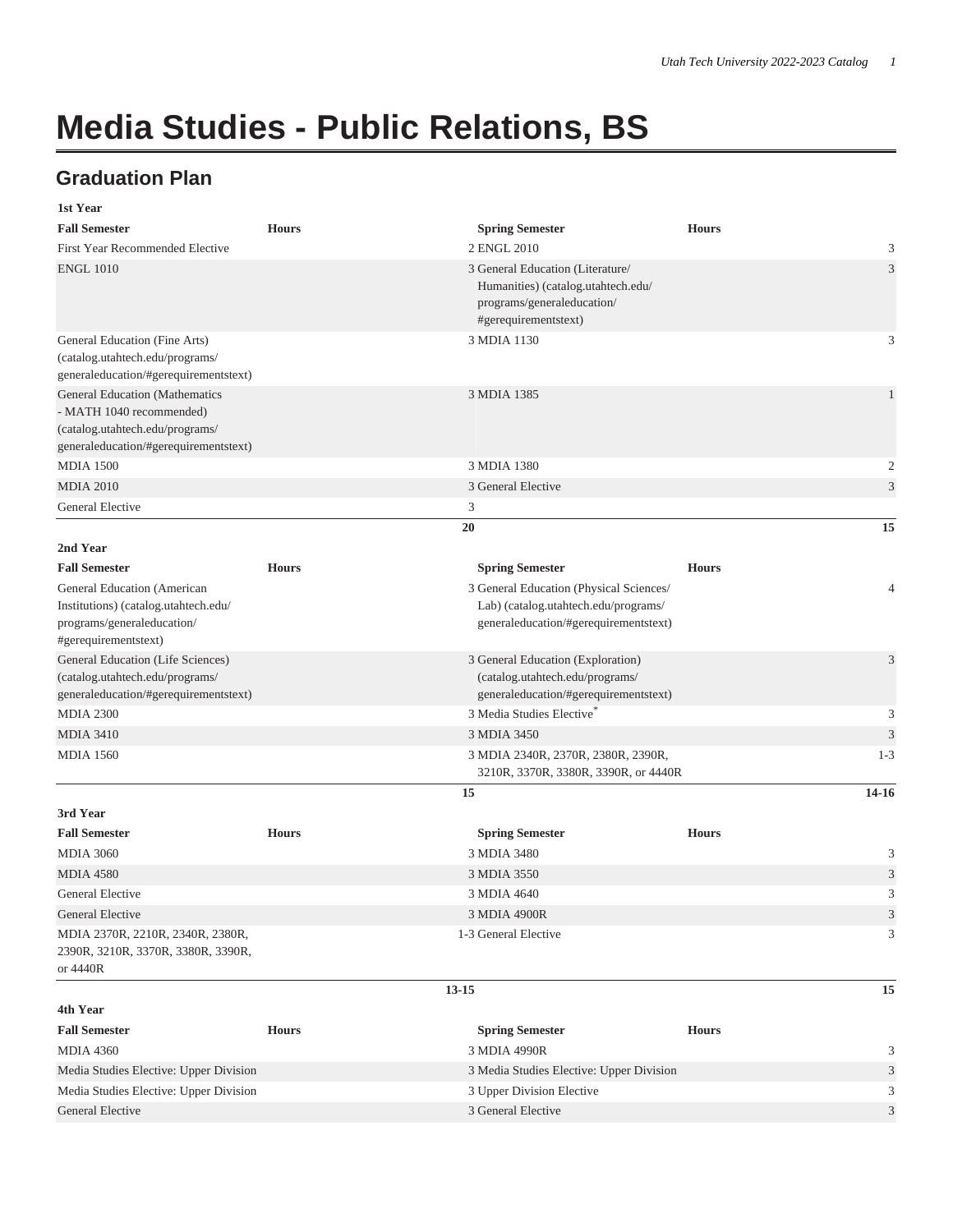# Media Studies - Public Relations, BS

## Graduation Plan

**1st Year**

| Fall Semester | Hours | Spring Semester | Hours |
|---|---|---|---|
| First Year Recommended Elective | 2 | ENGL 2010 | 3 |
| ENGL 1010 | 3 | General Education (Literature/ Humanities) (catalog.utahtech.edu/ programs/generaleducation/ #gerequirementstext) | 3 |
| General Education (Fine Arts) (catalog.utahtech.edu/programs/ generaleducation/#gerequirementstext) | 3 | MDIA 1130 | 3 |
| General Education (Mathematics - MATH 1040 recommended) (catalog.utahtech.edu/programs/ generaleducation/#gerequirementstext) | 3 | MDIA 1385 | 1 |
| MDIA 1500 | 3 | MDIA 1380 | 2 |
| MDIA 2010 | 3 | General Elective | 3 |
| General Elective | 3 | | |
| | **20** | | **15** |

**2nd Year**

| Fall Semester | Hours | Spring Semester | Hours |
|---|---|---|---|
| General Education (American Institutions) (catalog.utahtech.edu/ programs/generaleducation/ #gerequirementstext) | 3 | General Education (Physical Sciences/ Lab) (catalog.utahtech.edu/programs/ generaleducation/#gerequirementstext) | 4 |
| General Education (Life Sciences) (catalog.utahtech.edu/programs/ generaleducation/#gerequirementstext) | 3 | General Education (Exploration) (catalog.utahtech.edu/programs/ generaleducation/#gerequirementstext) | 3 |
| MDIA 2300 | 3 | Media Studies Elective* | 3 |
| MDIA 3410 | 3 | MDIA 3450 | 3 |
| MDIA 1560 | 3 | MDIA 2340R, 2370R, 2380R, 2390R, 3210R, 3370R, 3380R, 3390R, or 4440R | 1-3 |
| | **15** | | **14-16** |

**3rd Year**

| Fall Semester | Hours | Spring Semester | Hours |
|---|---|---|---|
| MDIA 3060 | 3 | MDIA 3480 | 3 |
| MDIA 4580 | 3 | MDIA 3550 | 3 |
| General Elective | 3 | MDIA 4640 | 3 |
| General Elective | 3 | MDIA 4900R | 3 |
| MDIA 2370R, 2210R, 2340R, 2380R, 2390R, 3210R, 3370R, 3380R, 3390R, or 4440R | 1-3 | General Elective | 3 |
| | **13-15** | | **15** |

**4th Year**

| Fall Semester | Hours | Spring Semester | Hours |
|---|---|---|---|
| MDIA 4360 | 3 | MDIA 4990R | 3 |
| Media Studies Elective: Upper Division | 3 | Media Studies Elective: Upper Division | 3 |
| Media Studies Elective: Upper Division | 3 | Upper Division Elective | 3 |
| General Elective | 3 | General Elective | 3 |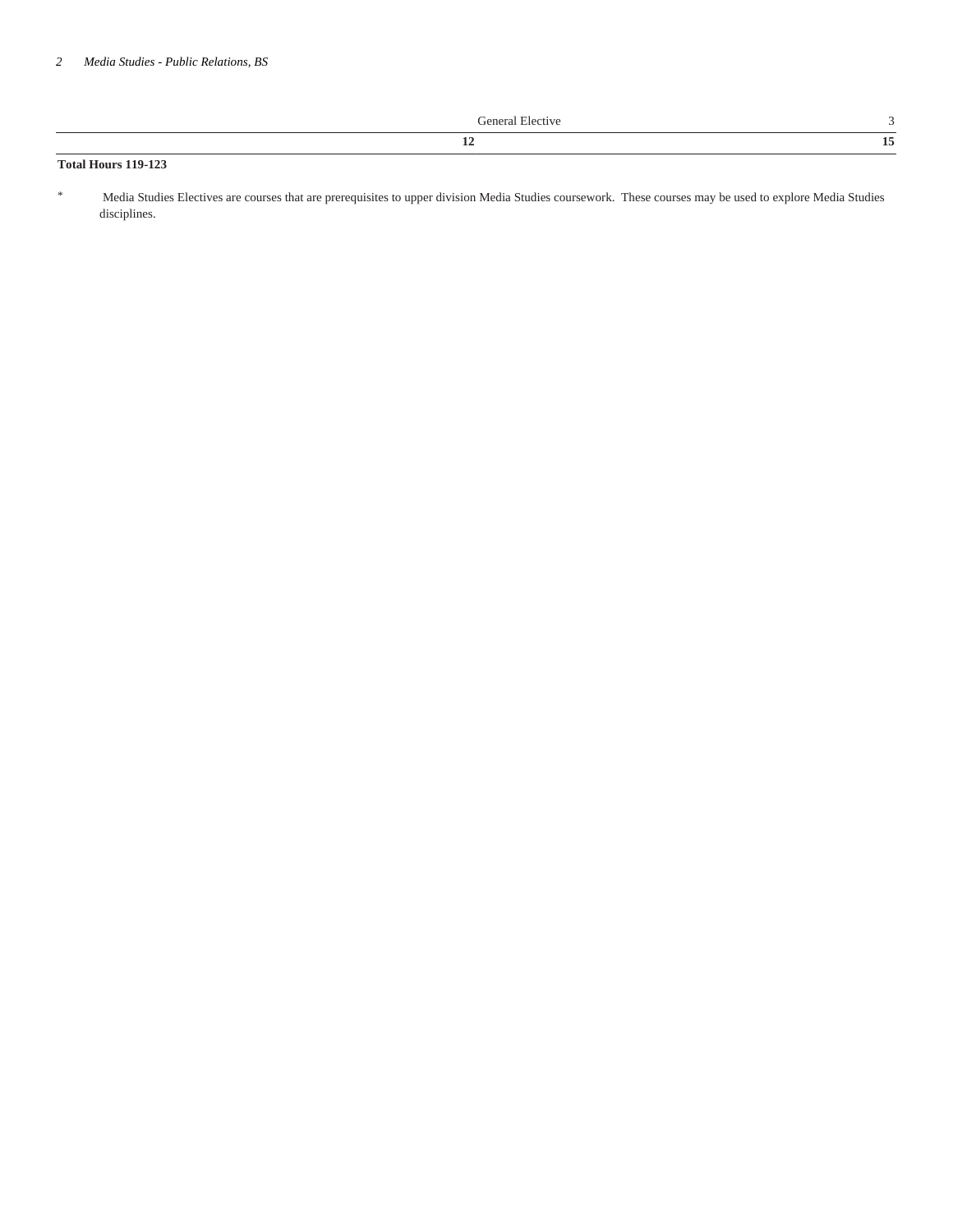| | | | |
|---|---|---|---|
| | | General Elective | 3 |
| | **12** | | **15** |

**Total Hours 119-123**

* Media Studies Electives are courses that are prerequisites to upper division Media Studies coursework. These courses may be used to explore Media Studies disciplines.